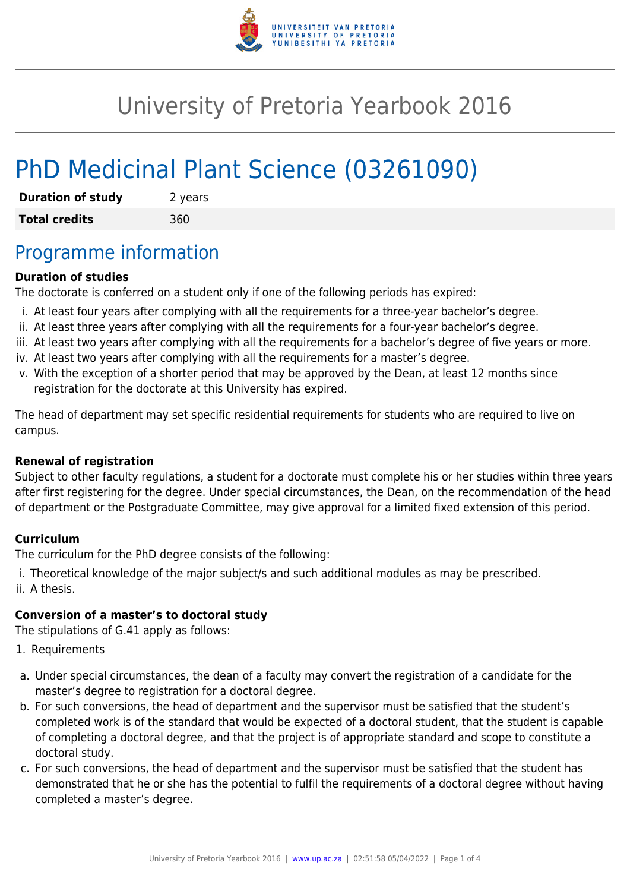# University of Pretoria Yearbook 2016

# PhD Medicinal Plant Science (03261090)

| | |
|---|---|
| **Duration of study** | 2 years |
| **Total credits** | 360 |

## Programme information

**Duration of studies**

The doctorate is conferred on a student only if one of the following periods has expired:

i. At least four years after complying with all the requirements for a three-year bachelor's degree.
ii. At least three years after complying with all the requirements for a four-year bachelor's degree.
iii. At least two years after complying with all the requirements for a bachelor's degree of five years or more.
iv. At least two years after complying with all the requirements for a master's degree.
v. With the exception of a shorter period that may be approved by the Dean, at least 12 months since registration for the doctorate at this University has expired.

The head of department may set specific residential requirements for students who are required to live on campus.

**Renewal of registration**

Subject to other faculty regulations, a student for a doctorate must complete his or her studies within three years after first registering for the degree. Under special circumstances, the Dean, on the recommendation of the head of department or the Postgraduate Committee, may give approval for a limited fixed extension of this period.

**Curriculum**

The curriculum for the PhD degree consists of the following:

i. Theoretical knowledge of the major subject/s and such additional modules as may be prescribed.
ii. A thesis.

**Conversion of a master's to doctoral study**

The stipulations of G.41 apply as follows:

1. Requirements

a. Under special circumstances, the dean of a faculty may convert the registration of a candidate for the master's degree to registration for a doctoral degree.
b. For such conversions, the head of department and the supervisor must be satisfied that the student's completed work is of the standard that would be expected of a doctoral student, that the student is capable of completing a doctoral degree, and that the project is of appropriate standard and scope to constitute a doctoral study.
c. For such conversions, the head of department and the supervisor must be satisfied that the student has demonstrated that he or she has the potential to fulfil the requirements of a doctoral degree without having completed a master's degree.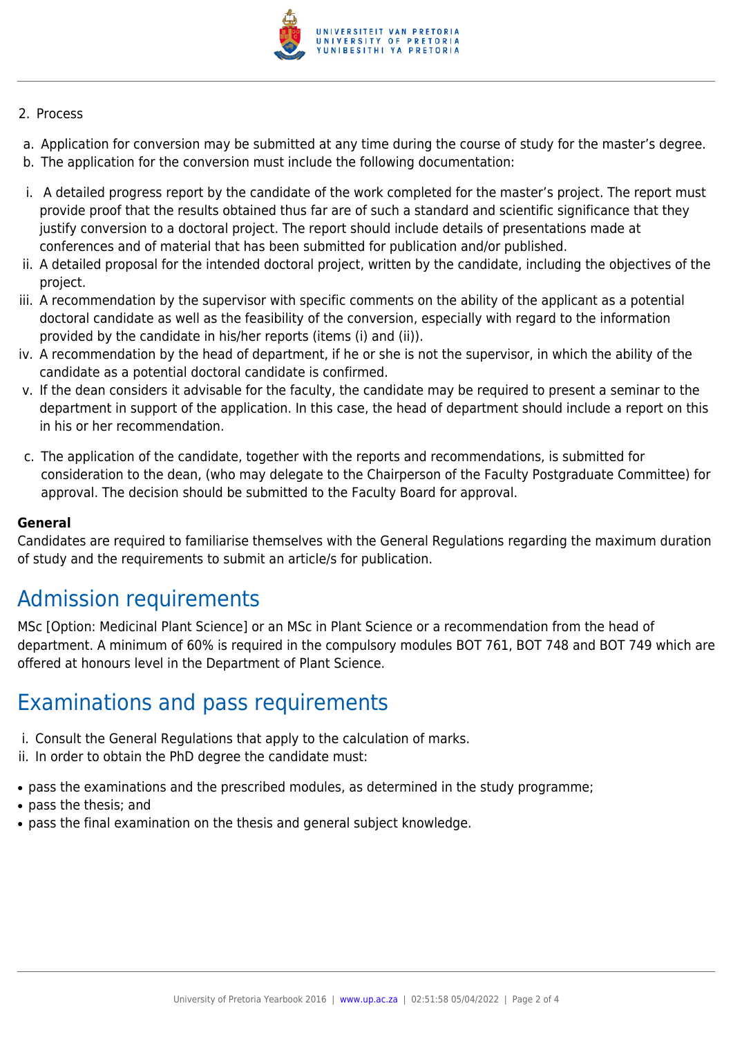2. Process

a. Application for conversion may be submitted at any time during the course of study for the master's degree.
b. The application for the conversion must include the following documentation:

i. A detailed progress report by the candidate of the work completed for the master's project. The report must provide proof that the results obtained thus far are of such a standard and scientific significance that they justify conversion to a doctoral project. The report should include details of presentations made at conferences and of material that has been submitted for publication and/or published.
ii. A detailed proposal for the intended doctoral project, written by the candidate, including the objectives of the project.
iii. A recommendation by the supervisor with specific comments on the ability of the applicant as a potential doctoral candidate as well as the feasibility of the conversion, especially with regard to the information provided by the candidate in his/her reports (items (i) and (ii)).
iv. A recommendation by the head of department, if he or she is not the supervisor, in which the ability of the candidate as a potential doctoral candidate is confirmed.
v. If the dean considers it advisable for the faculty, the candidate may be required to present a seminar to the department in support of the application. In this case, the head of department should include a report on this in his or her recommendation.

c. The application of the candidate, together with the reports and recommendations, is submitted for consideration to the dean, (who may delegate to the Chairperson of the Faculty Postgraduate Committee) for approval. The decision should be submitted to the Faculty Board for approval.

**General**
Candidates are required to familiarise themselves with the General Regulations regarding the maximum duration of study and the requirements to submit an article/s for publication.

## Admission requirements

MSc [Option: Medicinal Plant Science] or an MSc in Plant Science or a recommendation from the head of department. A minimum of 60% is required in the compulsory modules BOT 761, BOT 748 and BOT 749 which are offered at honours level in the Department of Plant Science.

## Examinations and pass requirements

i. Consult the General Regulations that apply to the calculation of marks.
ii. In order to obtain the PhD degree the candidate must:

- pass the examinations and the prescribed modules, as determined in the study programme;
- pass the thesis; and
- pass the final examination on the thesis and general subject knowledge.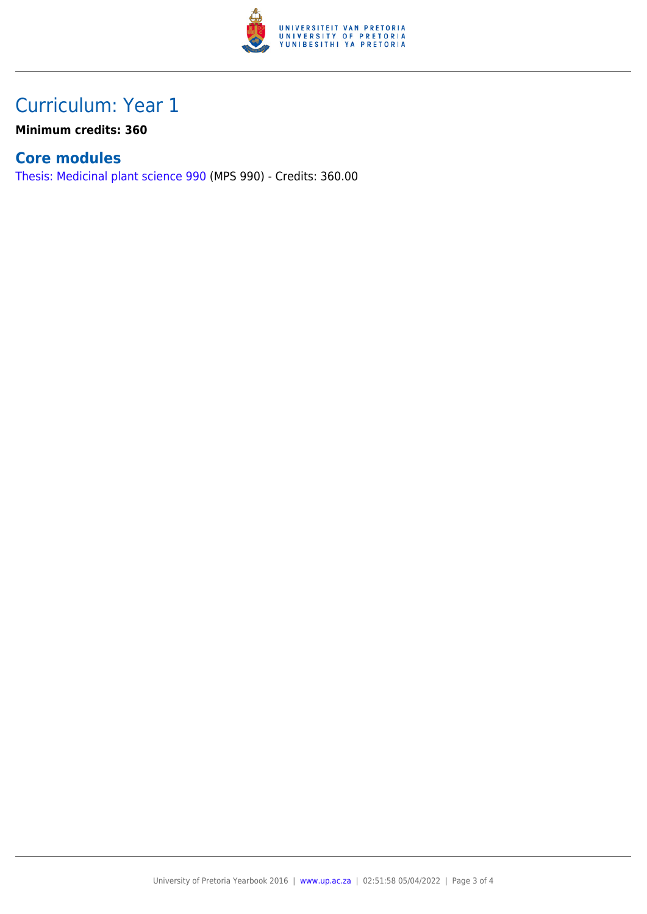# Curriculum: Year 1

**Minimum credits: 360**

## Core modules

Thesis: Medicinal plant science 990 (MPS 990) - Credits: 360.00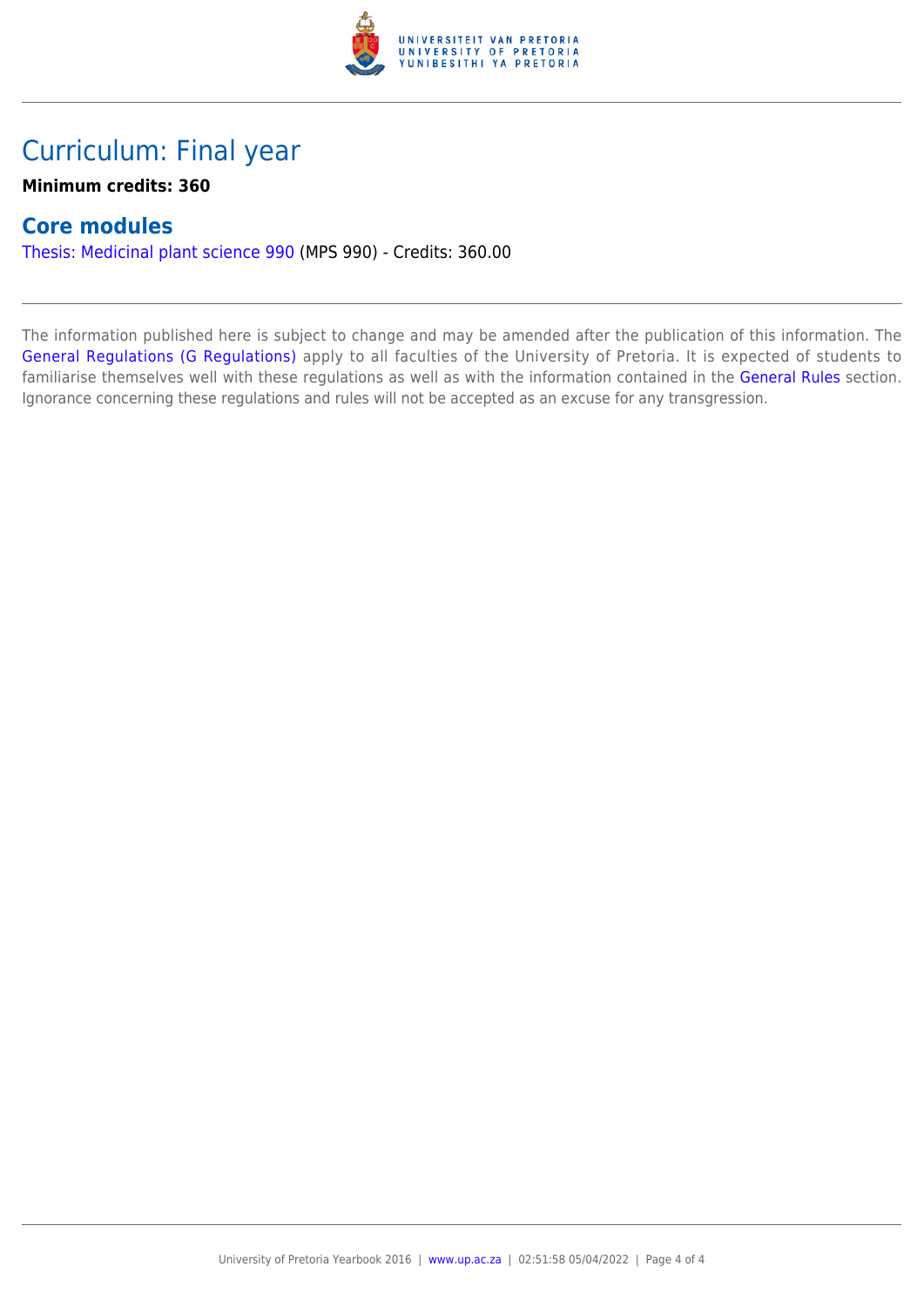# Curriculum: Final year

**Minimum credits: 360**

## Core modules

Thesis: Medicinal plant science 990 (MPS 990) - Credits: 360.00

---

The information published here is subject to change and may be amended after the publication of this information. The General Regulations (G Regulations) apply to all faculties of the University of Pretoria. It is expected of students to familiarise themselves well with these regulations as well as with the information contained in the General Rules section. Ignorance concerning these regulations and rules will not be accepted as an excuse for any transgression.